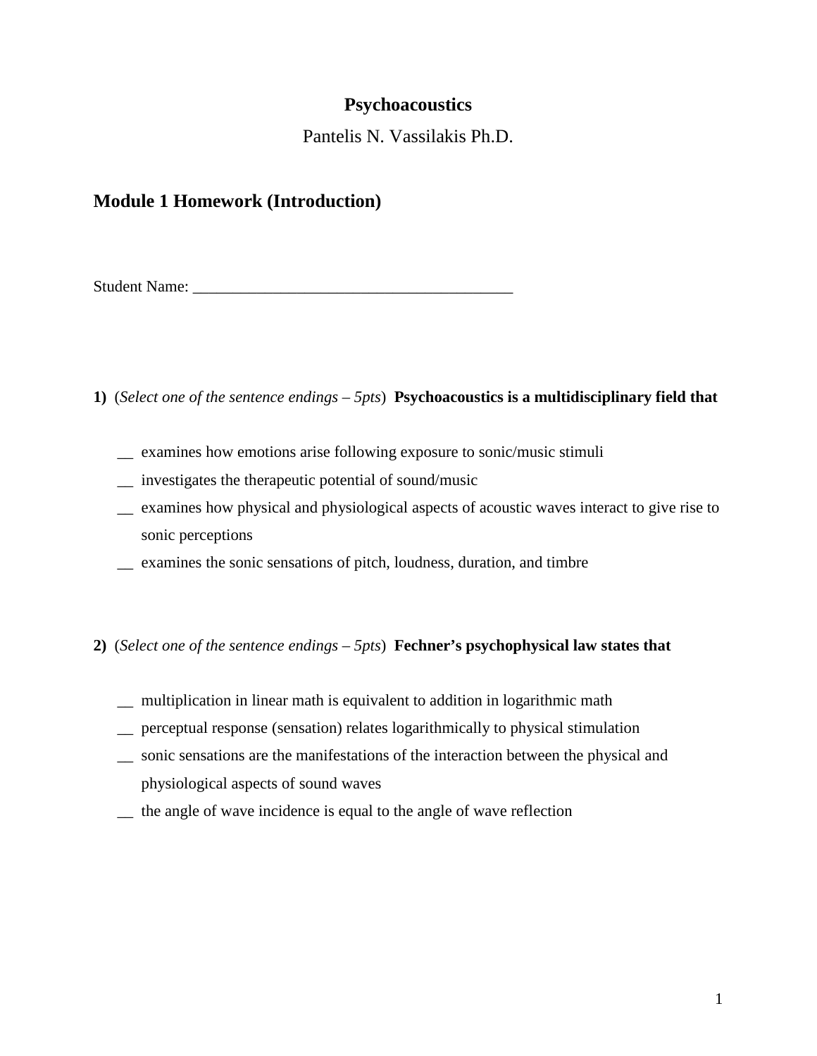**Psychoacoustics**

Pantelis N. Vassilakis Ph.D.

## Module 1 Homework (Introduction)

Student Name: ________________________________________

**1)** (*Select one of the sentence endings – 5pts*) **Psychoacoustics is a multidisciplinary field that**

__ examines how emotions arise following exposure to sonic/music stimuli

__ investigates the therapeutic potential of sound/music

__ examines how physical and physiological aspects of acoustic waves interact to give rise to sonic perceptions

__ examines the sonic sensations of pitch, loudness, duration, and timbre

**2)** (*Select one of the sentence endings – 5pts*) **Fechner's psychophysical law states that**

__ multiplication in linear math is equivalent to addition in logarithmic math

__ perceptual response (sensation) relates logarithmically to physical stimulation

__ sonic sensations are the manifestations of the interaction between the physical and physiological aspects of sound waves

__ the angle of wave incidence is equal to the angle of wave reflection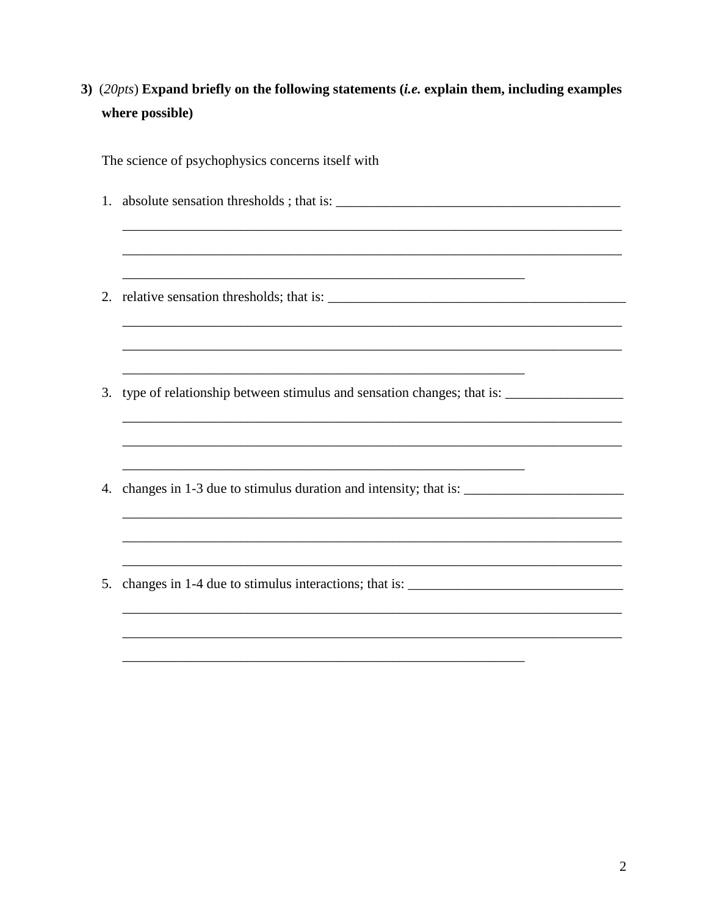**3)** (*20pts*) **Expand briefly on the following statements (*i.e.* explain them, including examples where possible)**

The science of psychophysics concerns itself with

1. absolute sensation thresholds ; that is: ________________________________________
   ___________________________________________________________________________
   ___________________________________________________________________________
   ______________________________________________________________

2. relative sensation thresholds; that is: ____________________________________________
   ___________________________________________________________________________
   ___________________________________________________________________________
   ______________________________________________________________

3. type of relationship between stimulus and sensation changes; that is: ________________
   ___________________________________________________________________________
   ___________________________________________________________________________
   ______________________________________________________________

4. changes in 1-3 due to stimulus duration and intensity; that is: ______________________
   ___________________________________________________________________________
   ___________________________________________________________________________
   ___________________________________________________________________________

5. changes in 1-4 due to stimulus interactions; that is: ______________________________
   ___________________________________________________________________________
   ___________________________________________________________________________
   ______________________________________________________________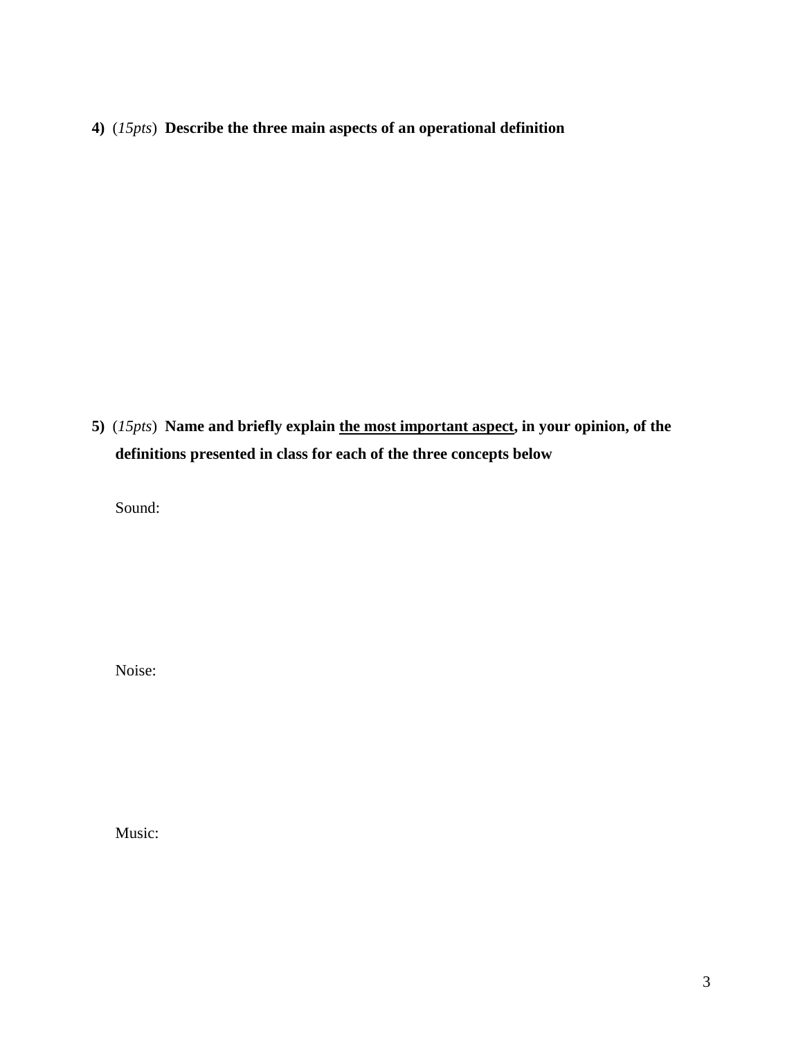**4)** (*15pts*) **Describe the three main aspects of an operational definition**

**5)** (*15pts*) **Name and briefly explain <u>the most important aspect</u>, in your opinion, of the definitions presented in class for each of the three concepts below**

Sound:

Noise:

Music: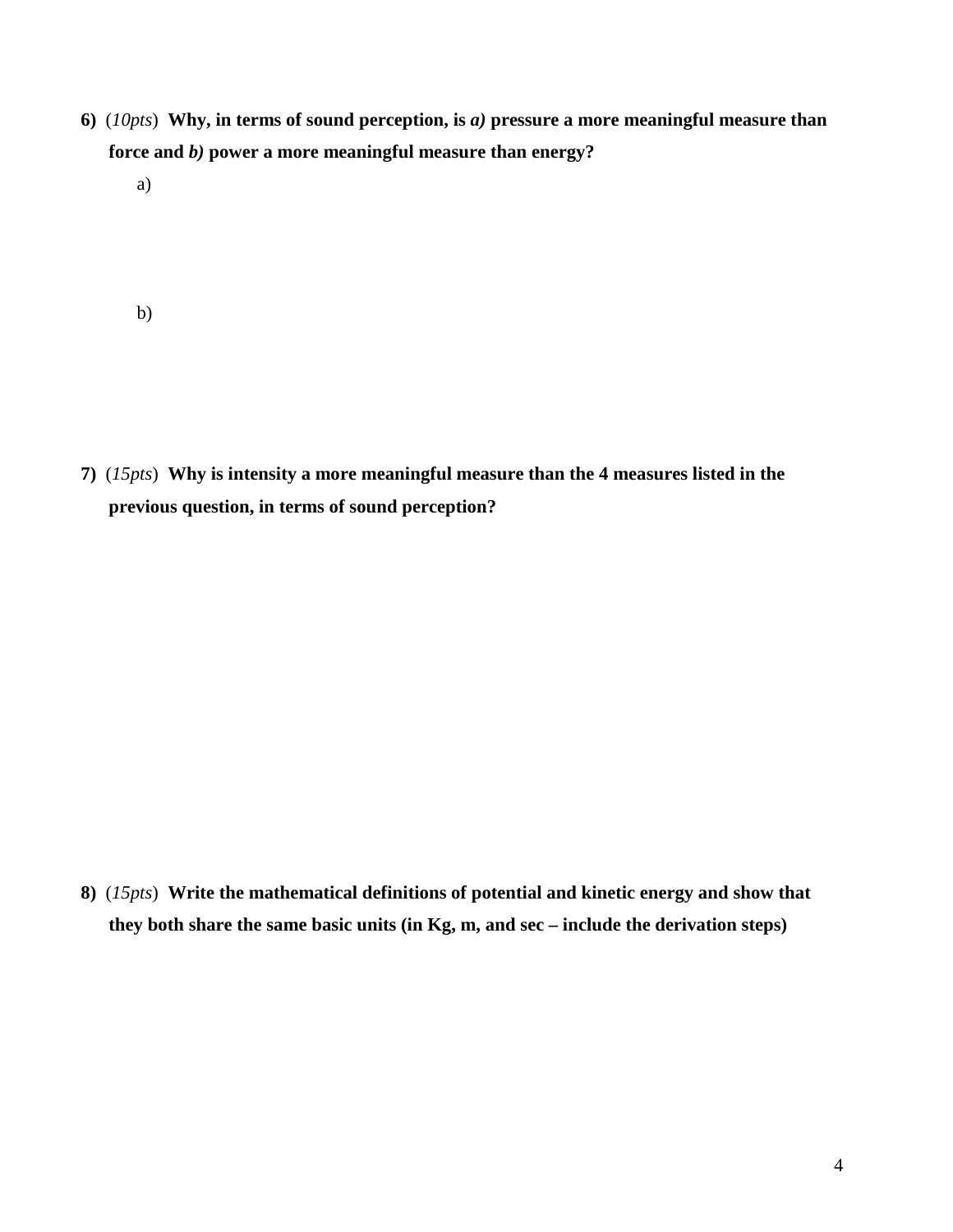**6)** (*10pts*) **Why, in terms of sound perception, is *a)* pressure a more meaningful measure than force and *b)* power a more meaningful measure than energy?**

a)

b)

**7)** (*15pts*) **Why is intensity a more meaningful measure than the 4 measures listed in the previous question, in terms of sound perception?**

**8)** (*15pts*) **Write the mathematical definitions of potential and kinetic energy and show that they both share the same basic units (in Kg, m, and sec – include the derivation steps)**